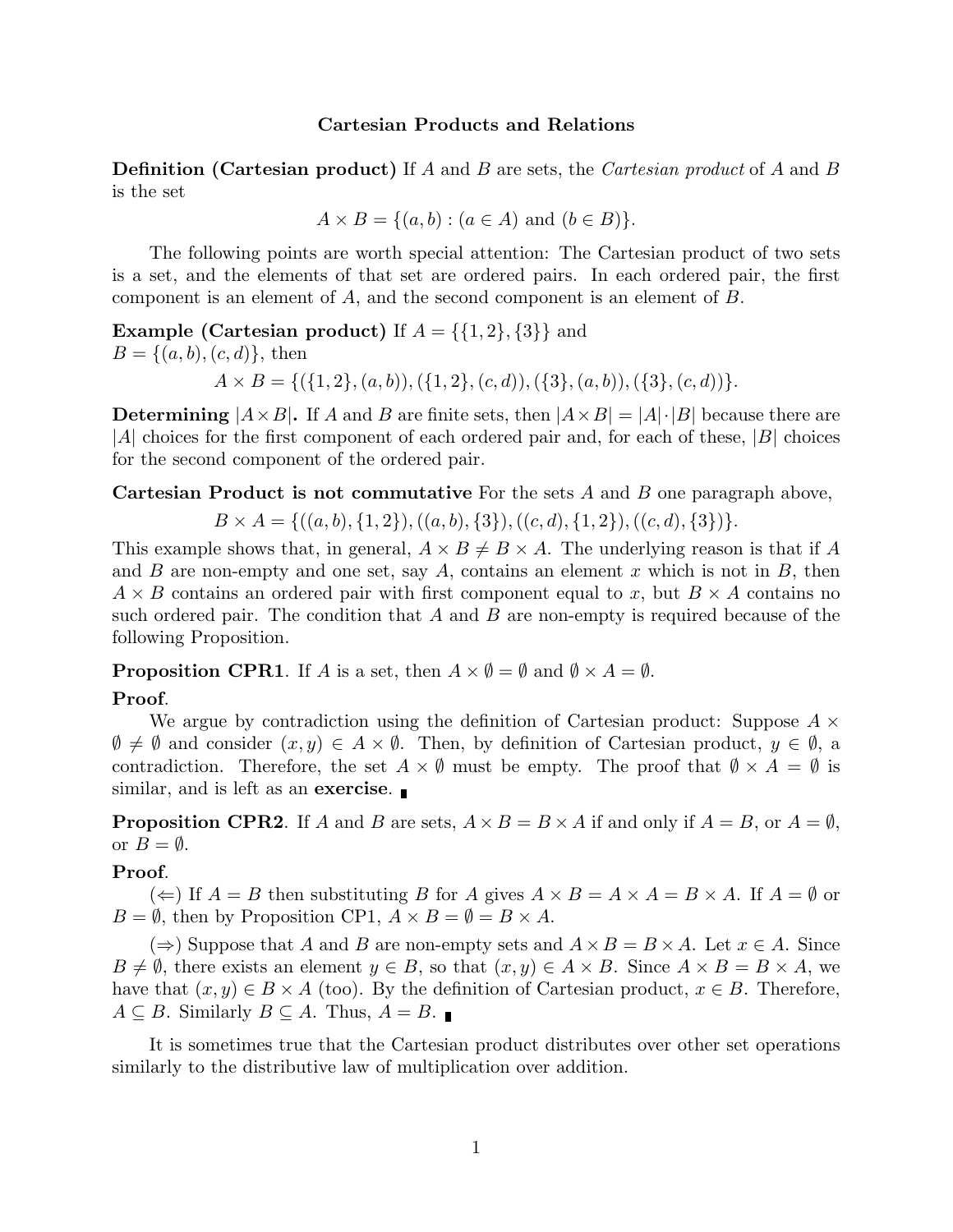# Cartesian Products and Relations

**Definition (Cartesian product)** If $A$ and $B$ are sets, the *Cartesian product* of $A$ and $B$ is the set

$$A \times B = \{(a, b) : (a \in A) \text{ and } (b \in B)\}.$$

The following points are worth special attention: The Cartesian product of two sets is a set, and the elements of that set are ordered pairs. In each ordered pair, the first component is an element of $A$, and the second component is an element of $B$.

**Example (Cartesian product)** If $A = \{\{1, 2\}, \{3\}\}$ and $B = \{(a, b), (c, d)\}$, then

$$A \times B = \{(\{1, 2\}, (a, b)), (\{1, 2\}, (c, d)), (\{3\}, (a, b)), (\{3\}, (c, d))\}.$$

**Determining $|A \times B|$.** If $A$ and $B$ are finite sets, then $|A \times B| = |A| \cdot |B|$ because there are $|A|$ choices for the first component of each ordered pair and, for each of these, $|B|$ choices for the second component of the ordered pair.

**Cartesian Product is not commutative** For the sets $A$ and $B$ one paragraph above,

$$B \times A = \{((a, b), \{1, 2\}), ((a, b), \{3\}), ((c, d), \{1, 2\}), ((c, d), \{3\})\}.$$

This example shows that, in general, $A \times B \neq B \times A$. The underlying reason is that if $A$ and $B$ are non-empty and one set, say $A$, contains an element $x$ which is not in $B$, then $A \times B$ contains an ordered pair with first component equal to $x$, but $B \times A$ contains no such ordered pair. The condition that $A$ and $B$ are non-empty is required because of the following Proposition.

**Proposition CPR1**. If $A$ is a set, then $A \times \emptyset = \emptyset$ and $\emptyset \times A = \emptyset$.

**Proof**.

We argue by contradiction using the definition of Cartesian product: Suppose $A \times \emptyset \neq \emptyset$ and consider $(x, y) \in A \times \emptyset$. Then, by definition of Cartesian product, $y \in \emptyset$, a contradiction. Therefore, the set $A \times \emptyset$ must be empty. The proof that $\emptyset \times A = \emptyset$ is similar, and is left as an **exercise**. ∎

**Proposition CPR2**. If $A$ and $B$ are sets, $A \times B = B \times A$ if and only if $A = B$, or $A = \emptyset$, or $B = \emptyset$.

**Proof**.

($\Leftarrow$) If $A = B$ then substituting $B$ for $A$ gives $A \times B = A \times A = B \times A$. If $A = \emptyset$ or $B = \emptyset$, then by Proposition CP1, $A \times B = \emptyset = B \times A$.

($\Rightarrow$) Suppose that $A$ and $B$ are non-empty sets and $A \times B = B \times A$. Let $x \in A$. Since $B \neq \emptyset$, there exists an element $y \in B$, so that $(x, y) \in A \times B$. Since $A \times B = B \times A$, we have that $(x, y) \in B \times A$ (too). By the definition of Cartesian product, $x \in B$. Therefore, $A \subseteq B$. Similarly $B \subseteq A$. Thus, $A = B$. ∎

It is sometimes true that the Cartesian product distributes over other set operations similarly to the distributive law of multiplication over addition.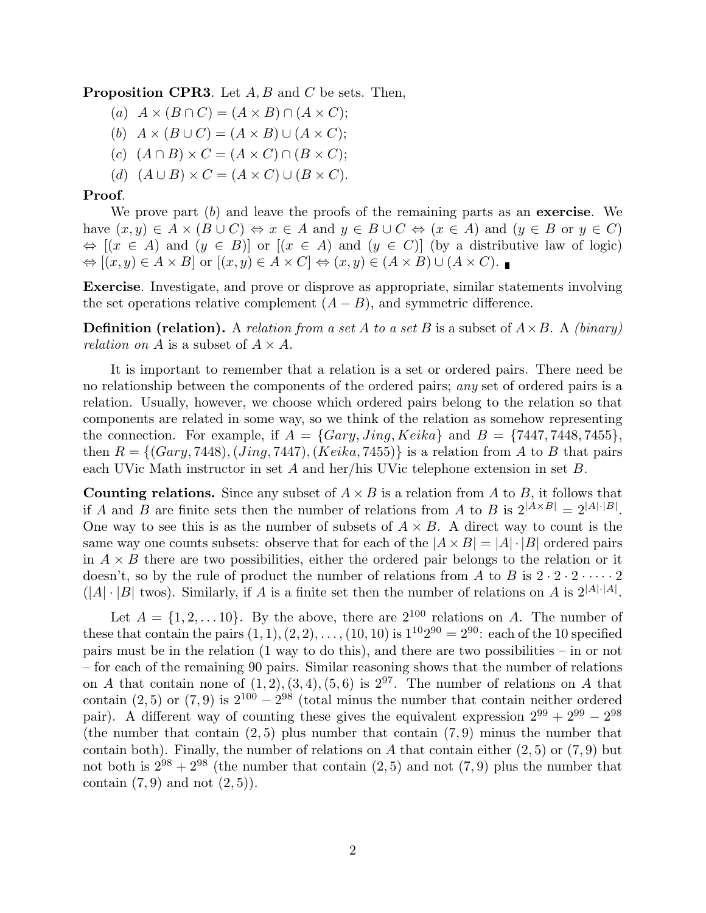**Proposition CPR3**. Let $A, B$ and $C$ be sets. Then,

(a) $A \times (B \cap C) = (A \times B) \cap (A \times C)$;

(b) $A \times (B \cup C) = (A \times B) \cup (A \times C)$;

(c) $(A \cap B) \times C = (A \times C) \cap (B \times C)$;

(d) $(A \cup B) \times C = (A \times C) \cup (B \times C)$.

**Proof**.

We prove part (b) and leave the proofs of the remaining parts as an **exercise**. We have $(x, y) \in A \times (B \cup C) \Leftrightarrow x \in A$ and $y \in B \cup C \Leftrightarrow (x \in A)$ and $(y \in B$ or $y \in C)$ $\Leftrightarrow [(x \in A)$ and $(y \in B)]$ or $[(x \in A)$ and $(y \in C)]$ (by a distributive law of logic) $\Leftrightarrow [(x, y) \in A \times B]$ or $[(x, y) \in A \times C] \Leftrightarrow (x, y) \in (A \times B) \cup (A \times C)$. ∎

**Exercise**. Investigate, and prove or disprove as appropriate, similar statements involving the set operations relative complement $(A - B)$, and symmetric difference.

**Definition (relation).** A *relation from a set A to a set B* is a subset of $A \times B$. A *(binary) relation on A* is a subset of $A \times A$.

It is important to remember that a relation is a set or ordered pairs. There need be no relationship between the components of the ordered pairs; *any* set of ordered pairs is a relation. Usually, however, we choose which ordered pairs belong to the relation so that components are related in some way, so we think of the relation as somehow representing the connection. For example, if $A = \{Gary, Jing, Keika\}$ and $B = \{7447, 7448, 7455\}$, then $R = \{(Gary, 7448), (Jing, 7447), (Keika, 7455)\}$ is a relation from $A$ to $B$ that pairs each UVic Math instructor in set $A$ and her/his UVic telephone extension in set $B$.

**Counting relations.** Since any subset of $A \times B$ is a relation from $A$ to $B$, it follows that if $A$ and $B$ are finite sets then the number of relations from $A$ to $B$ is $2^{|A \times B|} = 2^{|A| \cdot |B|}$. One way to see this is as the number of subsets of $A \times B$. A direct way to count is the same way one counts subsets: observe that for each of the $|A \times B| = |A| \cdot |B|$ ordered pairs in $A \times B$ there are two possibilities, either the ordered pair belongs to the relation or it doesn't, so by the rule of product the number of relations from $A$ to $B$ is $2 \cdot 2 \cdot 2 \cdot \cdots \cdot 2$ ($|A| \cdot |B|$ twos). Similarly, if $A$ is a finite set then the number of relations on $A$ is $2^{|A| \cdot |A|}$.

Let $A = \{1, 2, \ldots 10\}$. By the above, there are $2^{100}$ relations on $A$. The number of these that contain the pairs $(1, 1), (2, 2), \ldots, (10, 10)$ is $1^{10} 2^{90} = 2^{90}$: each of the 10 specified pairs must be in the relation (1 way to do this), and there are two possibilities – in or not – for each of the remaining 90 pairs. Similar reasoning shows that the number of relations on $A$ that contain none of $(1, 2), (3, 4), (5, 6)$ is $2^{97}$. The number of relations on $A$ that contain $(2, 5)$ or $(7, 9)$ is $2^{100} - 2^{98}$ (total minus the number that contain neither ordered pair). A different way of counting these gives the equivalent expression $2^{99} + 2^{99} - 2^{98}$ (the number that contain $(2, 5)$ plus number that contain $(7, 9)$ minus the number that contain both). Finally, the number of relations on $A$ that contain either $(2, 5)$ or $(7, 9)$ but not both is $2^{98} + 2^{98}$ (the number that contain $(2, 5)$ and not $(7, 9)$ plus the number that contain $(7, 9)$ and not $(2, 5)$).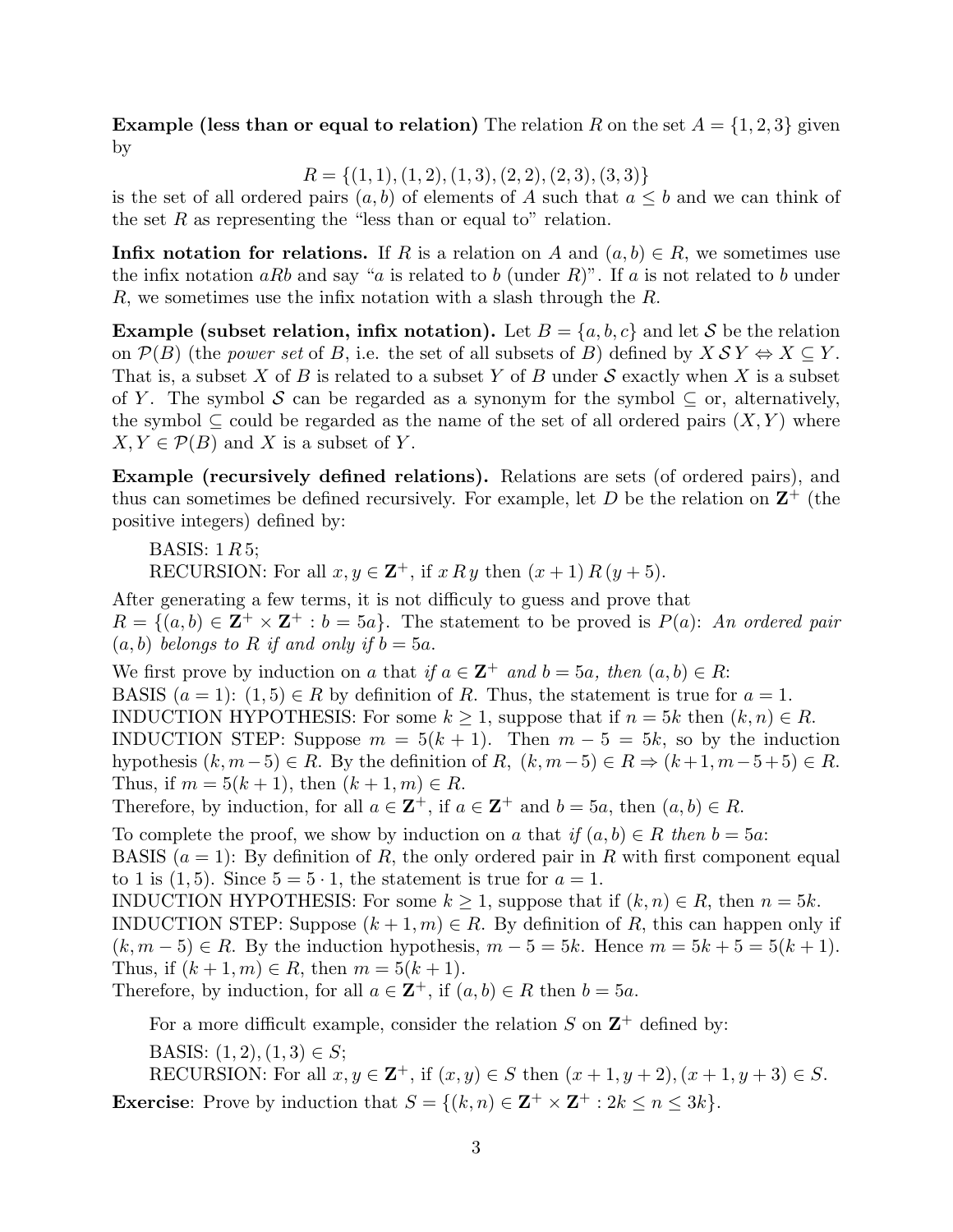**Example (less than or equal to relation)** The relation $R$ on the set $A = \{1, 2, 3\}$ given by

$$R = \{(1,1), (1,2), (1,3), (2,2), (2,3), (3,3)\}$$

is the set of all ordered pairs $(a, b)$ of elements of $A$ such that $a \leq b$ and we can think of the set $R$ as representing the "less than or equal to" relation.

**Infix notation for relations.** If $R$ is a relation on $A$ and $(a, b) \in R$, we sometimes use the infix notation $aRb$ and say "$a$ is related to $b$ (under $R$)". If $a$ is not related to $b$ under $R$, we sometimes use the infix notation with a slash through the $R$.

**Example (subset relation, infix notation).** Let $B = \{a, b, c\}$ and let $\mathcal{S}$ be the relation on $\mathcal{P}(B)$ (the *power set* of $B$, i.e. the set of all subsets of $B$) defined by $X \, \mathcal{S} \, Y \Leftrightarrow X \subseteq Y$. That is, a subset $X$ of $B$ is related to a subset $Y$ of $B$ under $\mathcal{S}$ exactly when $X$ is a subset of $Y$. The symbol $\mathcal{S}$ can be regarded as a synonym for the symbol $\subseteq$ or, alternatively, the symbol $\subseteq$ could be regarded as the name of the set of all ordered pairs $(X, Y)$ where $X, Y \in \mathcal{P}(B)$ and $X$ is a subset of $Y$.

**Example (recursively defined relations).** Relations are sets (of ordered pairs), and thus can sometimes be defined recursively. For example, let $D$ be the relation on $\mathbf{Z}^+$ (the positive integers) defined by:

BASIS: $1 \, R \, 5$;
RECURSION: For all $x, y \in \mathbf{Z}^+$, if $x \, R \, y$ then $(x+1) \, R \, (y+5)$.

After generating a few terms, it is not difficuly to guess and prove that
$R = \{(a, b) \in \mathbf{Z}^+ \times \mathbf{Z}^+ : b = 5a\}$. The statement to be proved is $P(a)$: *An ordered pair $(a, b)$ belongs to $R$ if and only if $b = 5a$.*

We first prove by induction on $a$ that *if $a \in \mathbf{Z}^+$ and $b = 5a$, then $(a, b) \in R$*:
BASIS ($a = 1$): $(1, 5) \in R$ by definition of $R$. Thus, the statement is true for $a = 1$.
INDUCTION HYPOTHESIS: For some $k \geq 1$, suppose that if $n = 5k$ then $(k, n) \in R$.
INDUCTION STEP: Suppose $m = 5(k+1)$. Then $m - 5 = 5k$, so by the induction hypothesis $(k, m-5) \in R$. By the definition of $R$, $(k, m-5) \in R \Rightarrow (k+1, m-5+5) \in R$. Thus, if $m = 5(k+1)$, then $(k+1, m) \in R$.
Therefore, by induction, for all $a \in \mathbf{Z}^+$, if $a \in \mathbf{Z}^+$ and $b = 5a$, then $(a, b) \in R$.

To complete the proof, we show by induction on $a$ that *if $(a, b) \in R$ then $b = 5a$*:
BASIS ($a = 1$): By definition of $R$, the only ordered pair in $R$ with first component equal to 1 is $(1, 5)$. Since $5 = 5 \cdot 1$, the statement is true for $a = 1$.
INDUCTION HYPOTHESIS: For some $k \geq 1$, suppose that if $(k, n) \in R$, then $n = 5k$.
INDUCTION STEP: Suppose $(k+1, m) \in R$. By definition of $R$, this can happen only if $(k, m-5) \in R$. By the induction hypothesis, $m - 5 = 5k$. Hence $m = 5k + 5 = 5(k+1)$. Thus, if $(k+1, m) \in R$, then $m = 5(k+1)$.
Therefore, by induction, for all $a \in \mathbf{Z}^+$, if $(a, b) \in R$ then $b = 5a$.

For a more difficult example, consider the relation $S$ on $\mathbf{Z}^+$ defined by:

BASIS: $(1, 2), (1, 3) \in S$;
RECURSION: For all $x, y \in \mathbf{Z}^+$, if $(x, y) \in S$ then $(x+1, y+2), (x+1, y+3) \in S$.

**Exercise**: Prove by induction that $S = \{(k, n) \in \mathbf{Z}^+ \times \mathbf{Z}^+ : 2k \leq n \leq 3k\}$.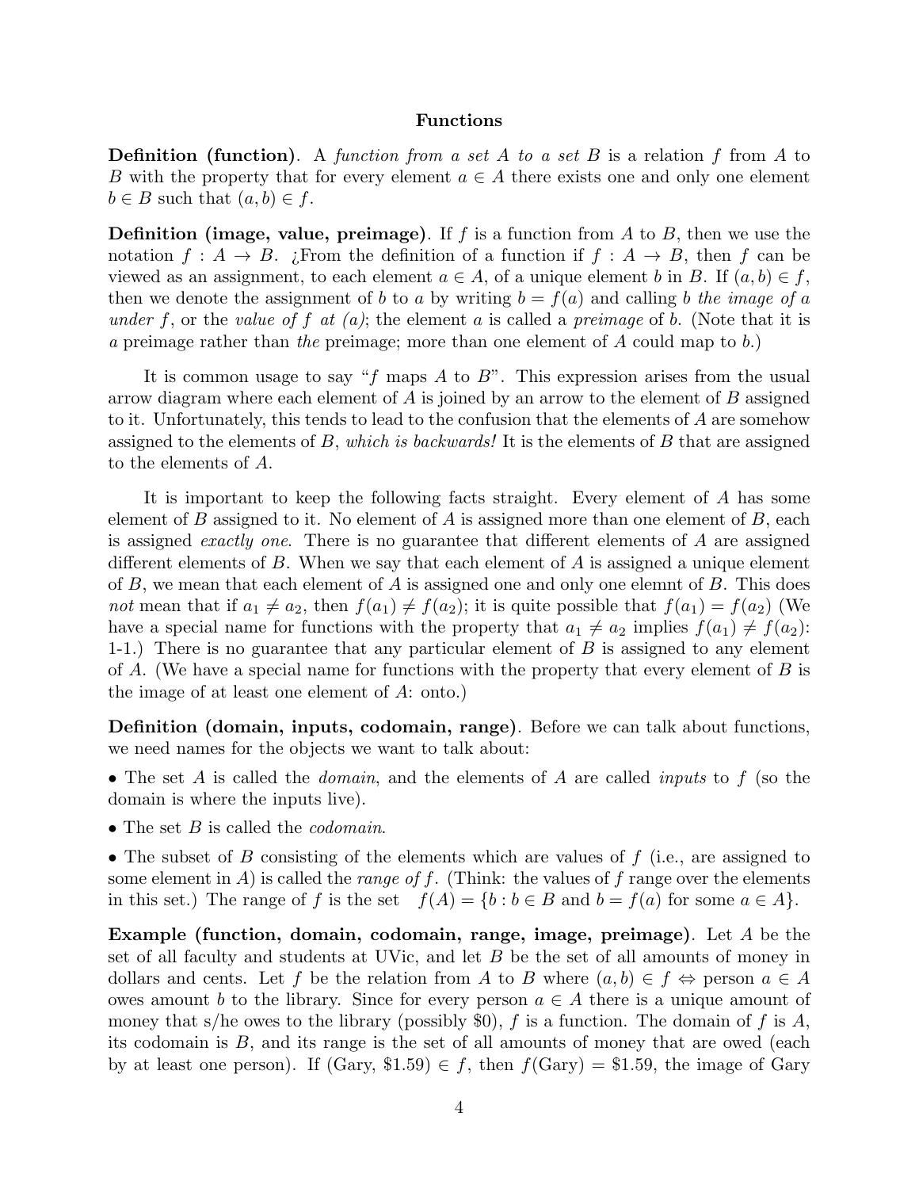## Functions

**Definition (function).** A *function from a set $A$ to a set $B$* is a relation $f$ from $A$ to $B$ with the property that for every element $a \in A$ there exists one and only one element $b \in B$ such that $(a, b) \in f$.

**Definition (image, value, preimage).** If $f$ is a function from $A$ to $B$, then we use the notation $f : A \to B$. ¿From the definition of a function if $f : A \to B$, then $f$ can be viewed as an assignment, to each element $a \in A$, of a unique element $b$ in $B$. If $(a, b) \in f$, then we denote the assignment of $b$ to $a$ by writing $b = f(a)$ and calling $b$ *the image of $a$ under $f$*, or the *value of $f$ at $(a)$*; the element $a$ is called a *preimage* of $b$. (Note that it is *a* preimage rather than *the* preimage; more than one element of $A$ could map to $b$.)

It is common usage to say "$f$ maps $A$ to $B$". This expression arises from the usual arrow diagram where each element of $A$ is joined by an arrow to the element of $B$ assigned to it. Unfortunately, this tends to lead to the confusion that the elements of $A$ are somehow assigned to the elements of $B$, *which is backwards!* It is the elements of $B$ that are assigned to the elements of $A$.

It is important to keep the following facts straight. Every element of $A$ has some element of $B$ assigned to it. No element of $A$ is assigned more than one element of $B$, each is assigned *exactly one*. There is no guarantee that different elements of $A$ are assigned different elements of $B$. When we say that each element of $A$ is assigned a unique element of $B$, we mean that each element of $A$ is assigned one and only one elemnt of $B$. This does *not* mean that if $a_1 \neq a_2$, then $f(a_1) \neq f(a_2)$; it is quite possible that $f(a_1) = f(a_2)$ (We have a special name for functions with the property that $a_1 \neq a_2$ implies $f(a_1) \neq f(a_2)$: 1-1.) There is no guarantee that any particular element of $B$ is assigned to any element of $A$. (We have a special name for functions with the property that every element of $B$ is the image of at least one element of $A$: onto.)

**Definition (domain, inputs, codomain, range).** Before we can talk about functions, we need names for the objects we want to talk about:

- The set $A$ is called the *domain*, and the elements of $A$ are called *inputs* to $f$ (so the domain is where the inputs live).
- The set $B$ is called the *codomain*.
- The subset of $B$ consisting of the elements which are values of $f$ (i.e., are assigned to some element in $A$) is called the *range of $f$*. (Think: the values of $f$ range over the elements in this set.) The range of $f$ is the set $f(A) = \{b : b \in B \text{ and } b = f(a) \text{ for some } a \in A\}$.

**Example (function, domain, codomain, range, image, preimage).** Let $A$ be the set of all faculty and students at UVic, and let $B$ be the set of all amounts of money in dollars and cents. Let $f$ be the relation from $A$ to $B$ where $(a, b) \in f \Leftrightarrow$ person $a \in A$ owes amount $b$ to the library. Since for every person $a \in A$ there is a unique amount of money that s/he owes to the library (possibly \$0), $f$ is a function. The domain of $f$ is $A$, its codomain is $B$, and its range is the set of all amounts of money that are owed (each by at least one person). If (Gary, \$1.59) $\in f$, then $f(\text{Gary}) = \$1.59$, the image of Gary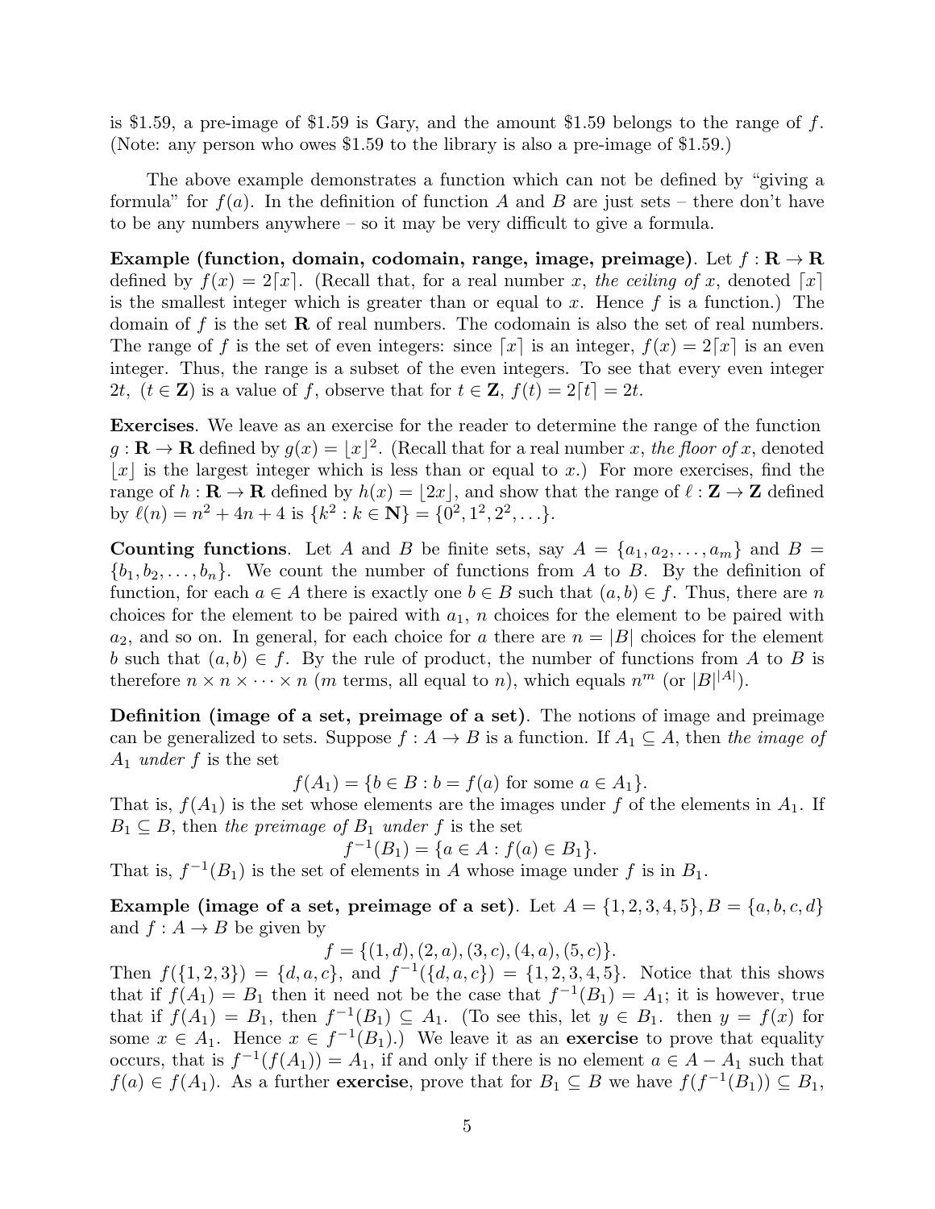is \$1.59, a pre-image of \$1.59 is Gary, and the amount \$1.59 belongs to the range of $f$. (Note: any person who owes \$1.59 to the library is also a pre-image of \$1.59.)

The above example demonstrates a function which can not be defined by "giving a formula" for $f(a)$. In the definition of function $A$ and $B$ are just sets – there don't have to be any numbers anywhere – so it may be very difficult to give a formula.

**Example (function, domain, codomain, range, image, preimage)**. Let $f : \mathbf{R} \to \mathbf{R}$ defined by $f(x) = 2\lceil x \rceil$. (Recall that, for a real number $x$, *the ceiling of* $x$, denoted $\lceil x \rceil$ is the smallest integer which is greater than or equal to $x$. Hence $f$ is a function.) The domain of $f$ is the set $\mathbf{R}$ of real numbers. The codomain is also the set of real numbers. The range of $f$ is the set of even integers: since $\lceil x \rceil$ is an integer, $f(x) = 2\lceil x \rceil$ is an even integer. Thus, the range is a subset of the even integers. To see that every even integer $2t$, $(t \in \mathbf{Z})$ is a value of $f$, observe that for $t \in \mathbf{Z}$, $f(t) = 2\lceil t \rceil = 2t$.

**Exercises**. We leave as an exercise for the reader to determine the range of the function $g : \mathbf{R} \to \mathbf{R}$ defined by $g(x) = \lfloor x \rfloor^2$. (Recall that for a real number $x$, *the floor of* $x$, denoted $\lfloor x \rfloor$ is the largest integer which is less than or equal to $x$.) For more exercises, find the range of $h : \mathbf{R} \to \mathbf{R}$ defined by $h(x) = \lfloor 2x \rfloor$, and show that the range of $\ell : \mathbf{Z} \to \mathbf{Z}$ defined by $\ell(n) = n^2 + 4n + 4$ is $\{k^2 : k \in \mathbf{N}\} = \{0^2, 1^2, 2^2, \ldots\}$.

**Counting functions**. Let $A$ and $B$ be finite sets, say $A = \{a_1, a_2, \ldots, a_m\}$ and $B = \{b_1, b_2, \ldots, b_n\}$. We count the number of functions from $A$ to $B$. By the definition of function, for each $a \in A$ there is exactly one $b \in B$ such that $(a, b) \in f$. Thus, there are $n$ choices for the element to be paired with $a_1$, $n$ choices for the element to be paired with $a_2$, and so on. In general, for each choice for $a$ there are $n = |B|$ choices for the element $b$ such that $(a, b) \in f$. By the rule of product, the number of functions from $A$ to $B$ is therefore $n \times n \times \cdots \times n$ ($m$ terms, all equal to $n$), which equals $n^m$ (or $|B|^{|A|}$).

**Definition (image of a set, preimage of a set)**. The notions of image and preimage can be generalized to sets. Suppose $f : A \to B$ is a function. If $A_1 \subseteq A$, then *the image of* $A_1$ *under* $f$ is the set

$$f(A_1) = \{b \in B : b = f(a) \text{ for some } a \in A_1\}.$$

That is, $f(A_1)$ is the set whose elements are the images under $f$ of the elements in $A_1$. If $B_1 \subseteq B$, then *the preimage of* $B_1$ *under* $f$ is the set

$$f^{-1}(B_1) = \{a \in A : f(a) \in B_1\}.$$

That is, $f^{-1}(B_1)$ is the set of elements in $A$ whose image under $f$ is in $B_1$.

**Example (image of a set, preimage of a set)**. Let $A = \{1, 2, 3, 4, 5\}, B = \{a, b, c, d\}$ and $f : A \to B$ be given by

$$f = \{(1, d), (2, a), (3, c), (4, a), (5, c)\}.$$

Then $f(\{1, 2, 3\}) = \{d, a, c\}$, and $f^{-1}(\{d, a, c\}) = \{1, 2, 3, 4, 5\}$. Notice that this shows that if $f(A_1) = B_1$ then it need not be the case that $f^{-1}(B_1) = A_1$; it is however, true that if $f(A_1) = B_1$, then $f^{-1}(B_1) \subseteq A_1$. (To see this, let $y \in B_1$. then $y = f(x)$ for some $x \in A_1$. Hence $x \in f^{-1}(B_1)$.) We leave it as an **exercise** to prove that equality occurs, that is $f^{-1}(f(A_1)) = A_1$, if and only if there is no element $a \in A - A_1$ such that $f(a) \in f(A_1)$. As a further **exercise**, prove that for $B_1 \subseteq B$ we have $f(f^{-1}(B_1)) \subseteq B_1$,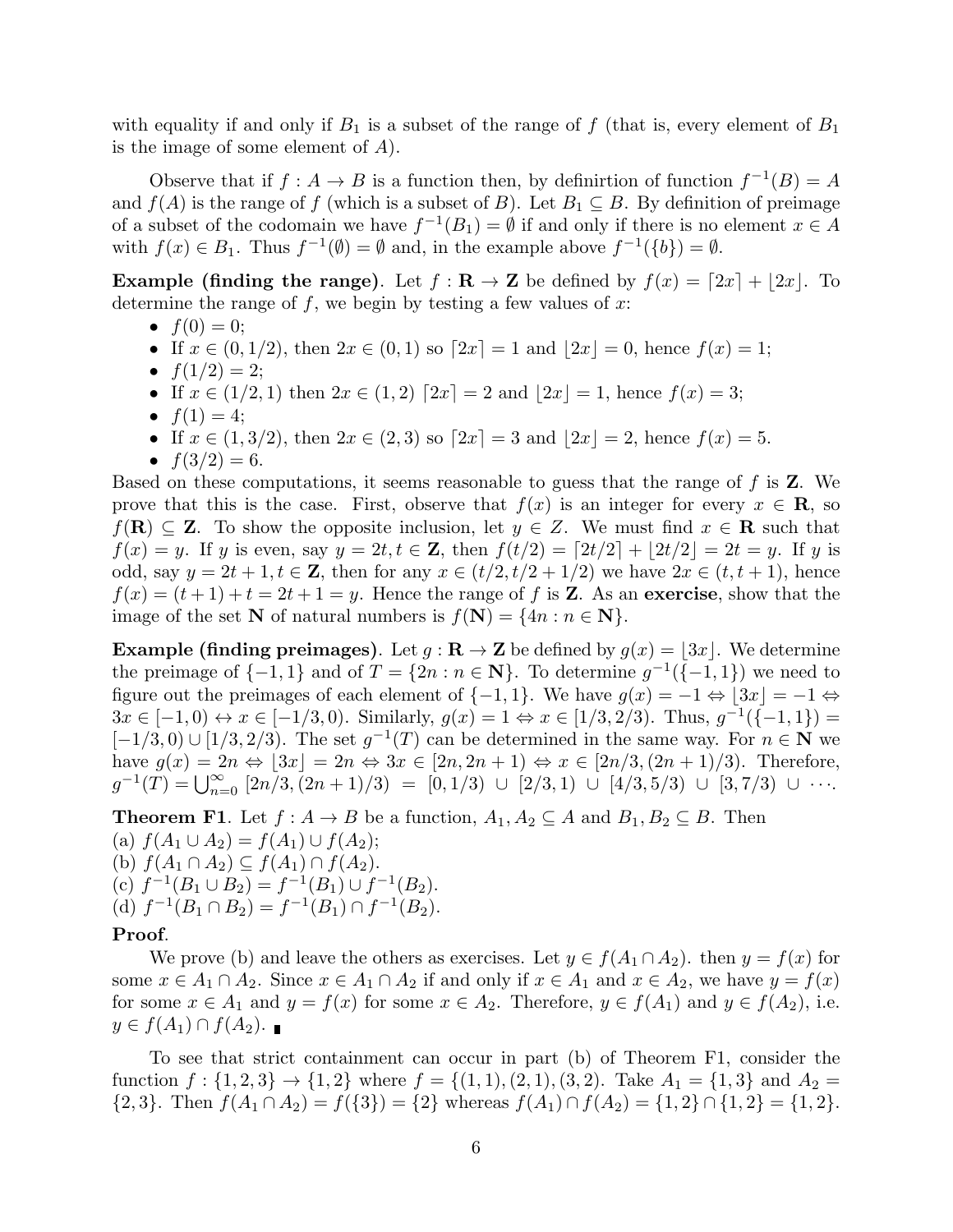with equality if and only if $B_1$ is a subset of the range of $f$ (that is, every element of $B_1$ is the image of some element of $A$).

Observe that if $f : A \to B$ is a function then, by definirtion of function $f^{-1}(B) = A$ and $f(A)$ is the range of $f$ (which is a subset of $B$). Let $B_1 \subseteq B$. By definition of preimage of a subset of the codomain we have $f^{-1}(B_1) = \emptyset$ if and only if there is no element $x \in A$ with $f(x) \in B_1$. Thus $f^{-1}(\emptyset) = \emptyset$ and, in the example above $f^{-1}(\{b\}) = \emptyset$.

**Example (finding the range)**. Let $f : \mathbf{R} \to \mathbf{Z}$ be defined by $f(x) = \lceil 2x \rceil + \lfloor 2x \rfloor$. To determine the range of $f$, we begin by testing a few values of $x$:

- $f(0) = 0$;
- If $x \in (0, 1/2)$, then $2x \in (0, 1)$ so $\lceil 2x \rceil = 1$ and $\lfloor 2x \rfloor = 0$, hence $f(x) = 1$;
- $f(1/2) = 2$;
- If $x \in (1/2, 1)$ then $2x \in (1, 2)$ $\lceil 2x \rceil = 2$ and $\lfloor 2x \rfloor = 1$, hence $f(x) = 3$;
- $f(1) = 4$;
- If $x \in (1, 3/2)$, then $2x \in (2, 3)$ so $\lceil 2x \rceil = 3$ and $\lfloor 2x \rfloor = 2$, hence $f(x) = 5$.
- $f(3/2) = 6$.

Based on these computations, it seems reasonable to guess that the range of $f$ is $\mathbf{Z}$. We prove that this is the case. First, observe that $f(x)$ is an integer for every $x \in \mathbf{R}$, so $f(\mathbf{R}) \subseteq \mathbf{Z}$. To show the opposite inclusion, let $y \in Z$. We must find $x \in \mathbf{R}$ such that $f(x) = y$. If $y$ is even, say $y = 2t, t \in \mathbf{Z}$, then $f(t/2) = \lceil 2t/2 \rceil + \lfloor 2t/2 \rfloor = 2t = y$. If $y$ is odd, say $y = 2t+1, t \in \mathbf{Z}$, then for any $x \in (t/2, t/2 + 1/2)$ we have $2x \in (t, t+1)$, hence $f(x) = (t+1) + t = 2t+1 = y$. Hence the range of $f$ is $\mathbf{Z}$. As an **exercise**, show that the image of the set $\mathbf{N}$ of natural numbers is $f(\mathbf{N}) = \{4n : n \in \mathbf{N}\}$.

**Example (finding preimages)**. Let $g : \mathbf{R} \to \mathbf{Z}$ be defined by $g(x) = \lfloor 3x \rfloor$. We determine the preimage of $\{-1, 1\}$ and of $T = \{2n : n \in \mathbf{N}\}$. To determine $g^{-1}(\{-1, 1\})$ we need to figure out the preimages of each element of $\{-1, 1\}$. We have $g(x) = -1 \Leftrightarrow \lfloor 3x \rfloor = -1 \Leftrightarrow 3x \in [-1, 0) \leftrightarrow x \in [-1/3, 0)$. Similarly, $g(x) = 1 \Leftrightarrow x \in [1/3, 2/3)$. Thus, $g^{-1}(\{-1, 1\}) = [-1/3, 0) \cup [1/3, 2/3)$. The set $g^{-1}(T)$ can be determined in the same way. For $n \in \mathbf{N}$ we have $g(x) = 2n \Leftrightarrow \lfloor 3x \rfloor = 2n \Leftrightarrow 3x \in [2n, 2n+1) \Leftrightarrow x \in [2n/3, (2n+1)/3)$. Therefore, $g^{-1}(T) = \bigcup_{n=0}^{\infty} [2n/3, (2n+1)/3) = [0, 1/3) \cup [2/3, 1) \cup [4/3, 5/3) \cup [3, 7/3) \cup \cdots$.

**Theorem F1**. Let $f : A \to B$ be a function, $A_1, A_2 \subseteq A$ and $B_1, B_2 \subseteq B$. Then
(a) $f(A_1 \cup A_2) = f(A_1) \cup f(A_2)$;
(b) $f(A_1 \cap A_2) \subseteq f(A_1) \cap f(A_2)$.
(c) $f^{-1}(B_1 \cup B_2) = f^{-1}(B_1) \cup f^{-1}(B_2)$.
(d) $f^{-1}(B_1 \cap B_2) = f^{-1}(B_1) \cap f^{-1}(B_2)$.

**Proof**.

We prove (b) and leave the others as exercises. Let $y \in f(A_1 \cap A_2)$. then $y = f(x)$ for some $x \in A_1 \cap A_2$. Since $x \in A_1 \cap A_2$ if and only if $x \in A_1$ and $x \in A_2$, we have $y = f(x)$ for some $x \in A_1$ and $y = f(x)$ for some $x \in A_2$. Therefore, $y \in f(A_1)$ and $y \in f(A_2)$, i.e. $y \in f(A_1) \cap f(A_2)$. ∎

To see that strict containment can occur in part (b) of Theorem F1, consider the function $f : \{1, 2, 3\} \to \{1, 2\}$ where $f = \{(1, 1), (2, 1), (3, 2)$. Take $A_1 = \{1, 3\}$ and $A_2 = \{2, 3\}$. Then $f(A_1 \cap A_2) = f(\{3\}) = \{2\}$ whereas $f(A_1) \cap f(A_2) = \{1, 2\} \cap \{1, 2\} = \{1, 2\}$.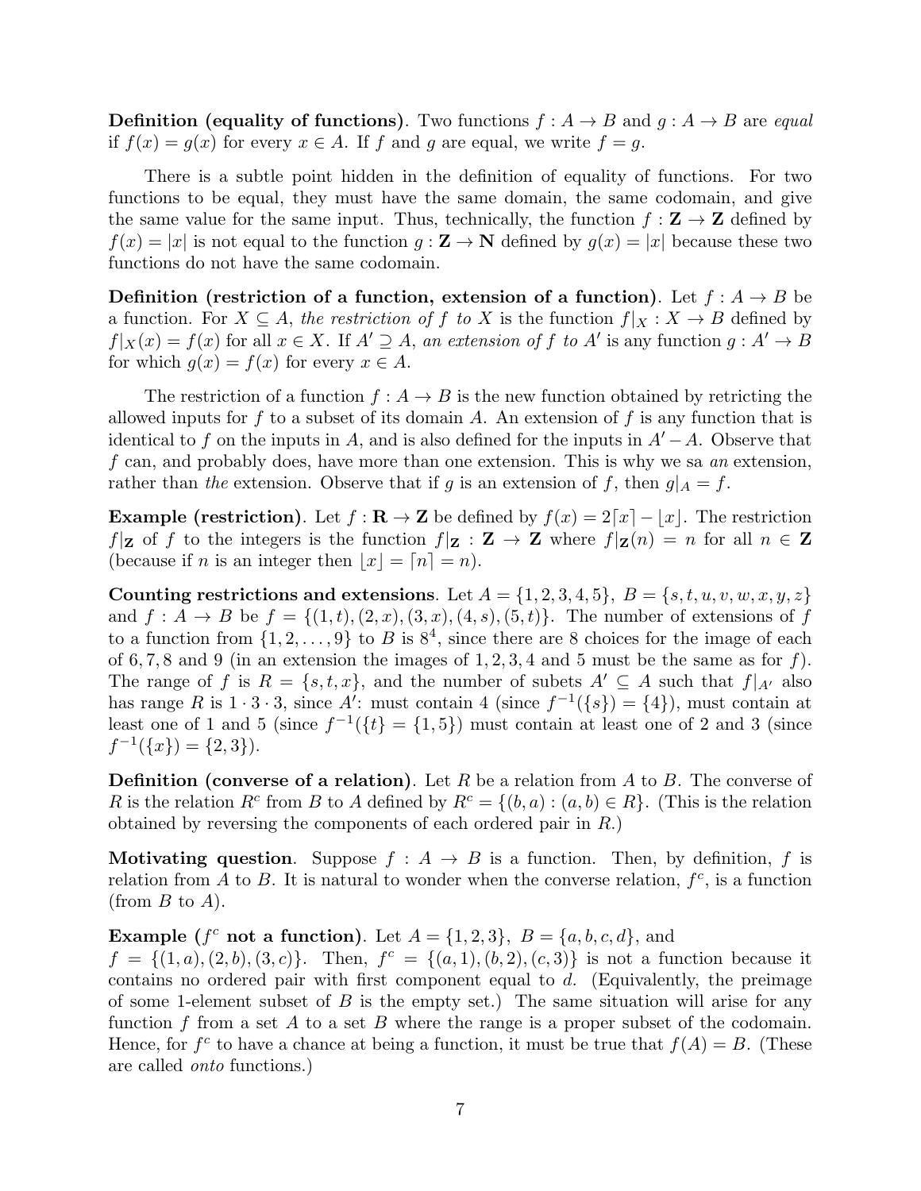**Definition (equality of functions)**. Two functions $f : A \to B$ and $g : A \to B$ are *equal* if $f(x) = g(x)$ for every $x \in A$. If $f$ and $g$ are equal, we write $f = g$.

There is a subtle point hidden in the definition of equality of functions. For two functions to be equal, they must have the same domain, the same codomain, and give the same value for the same input. Thus, technically, the function $f : \mathbf{Z} \to \mathbf{Z}$ defined by $f(x) = |x|$ is not equal to the function $g : \mathbf{Z} \to \mathbf{N}$ defined by $g(x) = |x|$ because these two functions do not have the same codomain.

**Definition (restriction of a function, extension of a function)**. Let $f : A \to B$ be a function. For $X \subseteq A$, *the restriction of $f$ to $X$* is the function $f|_X : X \to B$ defined by $f|_X(x) = f(x)$ for all $x \in X$. If $A' \supseteq A$, *an extension of $f$ to $A'$* is any function $g : A' \to B$ for which $g(x) = f(x)$ for every $x \in A$.

The restriction of a function $f : A \to B$ is the new function obtained by retricting the allowed inputs for $f$ to a subset of its domain $A$. An extension of $f$ is any function that is identical to $f$ on the inputs in $A$, and is also defined for the inputs in $A' - A$. Observe that $f$ can, and probably does, have more than one extension. This is why we sa *an* extension, rather than *the* extension. Observe that if $g$ is an extension of $f$, then $g|_A = f$.

**Example (restriction)**. Let $f : \mathbf{R} \to \mathbf{Z}$ be defined by $f(x) = 2\lceil x \rceil - \lfloor x \rfloor$. The restriction $f|_{\mathbf{Z}}$ of $f$ to the integers is the function $f|_{\mathbf{Z}} : \mathbf{Z} \to \mathbf{Z}$ where $f|_{\mathbf{Z}}(n) = n$ for all $n \in \mathbf{Z}$ (because if $n$ is an integer then $\lfloor x \rfloor = \lceil n \rceil = n$).

**Counting restrictions and extensions**. Let $A = \{1, 2, 3, 4, 5\}$, $B = \{s, t, u, v, w, x, y, z\}$ and $f : A \to B$ be $f = \{(1, t), (2, x), (3, x), (4, s), (5, t)\}$. The number of extensions of $f$ to a function from $\{1, 2, \ldots, 9\}$ to $B$ is $8^4$, since there are 8 choices for the image of each of 6, 7, 8 and 9 (in an extension the images of 1, 2, 3, 4 and 5 must be the same as for $f$). The range of $f$ is $R = \{s, t, x\}$, and the number of subets $A' \subseteq A$ such that $f|_{A'}$ also has range $R$ is $1 \cdot 3 \cdot 3$, since $A'$: must contain 4 (since $f^{-1}(\{s\}) = \{4\}$), must contain at least one of 1 and 5 (since $f^{-1}(\{t\} = \{1, 5\})$ must contain at least one of 2 and 3 (since $f^{-1}(\{x\}) = \{2, 3\}$).

**Definition (converse of a relation)**. Let $R$ be a relation from $A$ to $B$. The converse of $R$ is the relation $R^c$ from $B$ to $A$ defined by $R^c = \{(b, a) : (a, b) \in R\}$. (This is the relation obtained by reversing the components of each ordered pair in $R$.)

**Motivating question**. Suppose $f : A \to B$ is a function. Then, by definition, $f$ is relation from $A$ to $B$. It is natural to wonder when the converse relation, $f^c$, is a function (from $B$ to $A$).

**Example ($f^c$ not a function)**. Let $A = \{1, 2, 3\}$, $B = \{a, b, c, d\}$, and $f = \{(1, a), (2, b), (3, c)\}$. Then, $f^c = \{(a, 1), (b, 2), (c, 3)\}$ is not a function because it contains no ordered pair with first component equal to $d$. (Equivalently, the preimage of some 1-element subset of $B$ is the empty set.) The same situation will arise for any function $f$ from a set $A$ to a set $B$ where the range is a proper subset of the codomain. Hence, for $f^c$ to have a chance at being a function, it must be true that $f(A) = B$. (These are called *onto* functions.)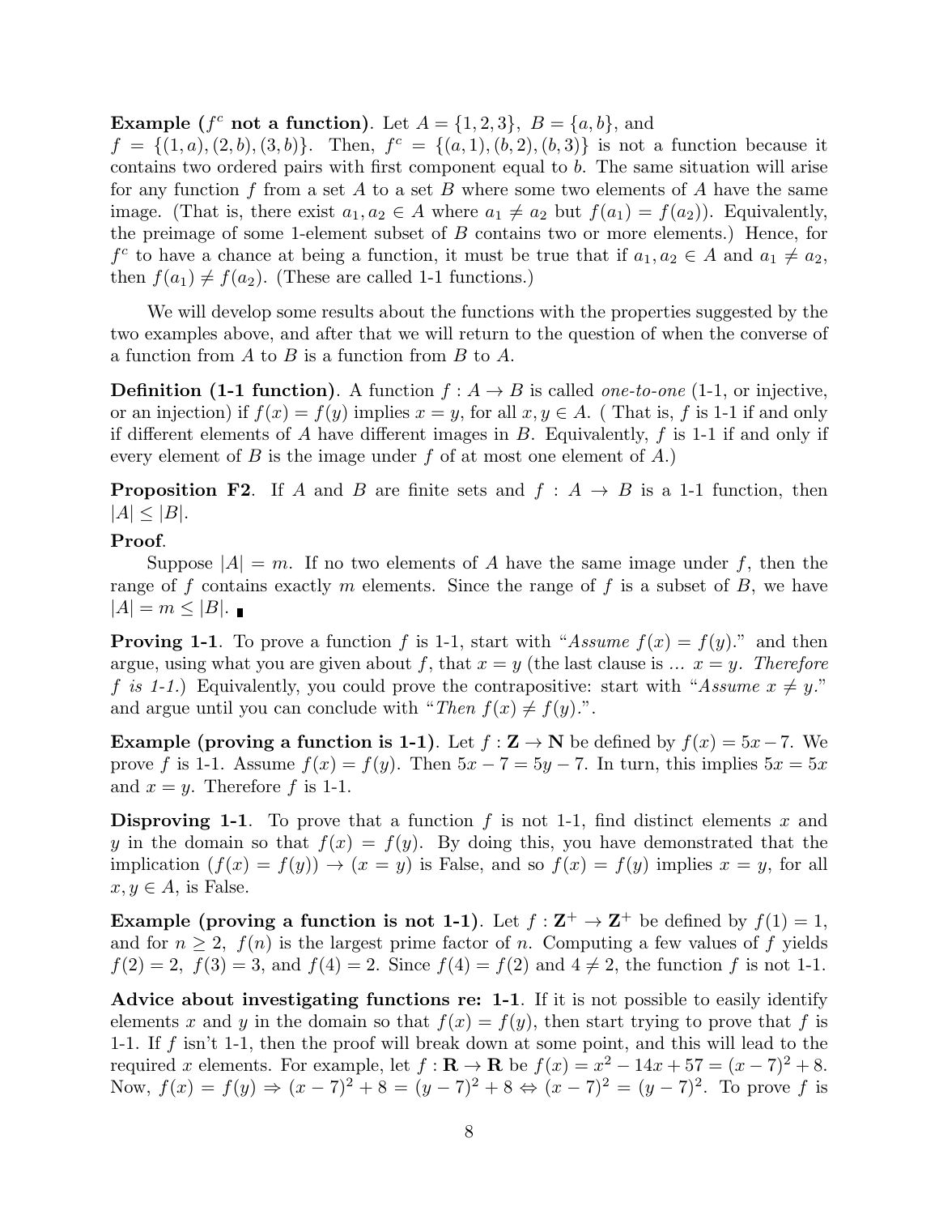**Example ($f^c$ not a function)**. Let $A = \{1, 2, 3\}$, $B = \{a, b\}$, and $f = \{(1, a), (2, b), (3, b)\}$. Then, $f^c = \{(a, 1), (b, 2), (b, 3)\}$ is not a function because it contains two ordered pairs with first component equal to $b$. The same situation will arise for any function $f$ from a set $A$ to a set $B$ where some two elements of $A$ have the same image. (That is, there exist $a_1, a_2 \in A$ where $a_1 \neq a_2$ but $f(a_1) = f(a_2)$). Equivalently, the preimage of some 1-element subset of $B$ contains two or more elements.) Hence, for $f^c$ to have a chance at being a function, it must be true that if $a_1, a_2 \in A$ and $a_1 \neq a_2$, then $f(a_1) \neq f(a_2)$. (These are called 1-1 functions.)

We will develop some results about the functions with the properties suggested by the two examples above, and after that we will return to the question of when the converse of a function from $A$ to $B$ is a function from $B$ to $A$.

**Definition (1-1 function)**. A function $f : A \to B$ is called *one-to-one* (1-1, or injective, or an injection) if $f(x) = f(y)$ implies $x = y$, for all $x, y \in A$. ( That is, $f$ is 1-1 if and only if different elements of $A$ have different images in $B$. Equivalently, $f$ is 1-1 if and only if every element of $B$ is the image under $f$ of at most one element of $A$.)

**Proposition F2**. If $A$ and $B$ are finite sets and $f : A \to B$ is a 1-1 function, then $|A| \leq |B|$.

**Proof**.

Suppose $|A| = m$. If no two elements of $A$ have the same image under $f$, then the range of $f$ contains exactly $m$ elements. Since the range of $f$ is a subset of $B$, we have $|A| = m \leq |B|$. ∎

**Proving 1-1**. To prove a function $f$ is 1-1, start with "*Assume* $f(x) = f(y)$." and then argue, using what you are given about $f$, that $x = y$ (the last clause is ... $x = y$. *Therefore* $f$ *is 1-1.*) Equivalently, you could prove the contrapositive: start with "*Assume* $x \neq y$." and argue until you can conclude with "*Then* $f(x) \neq f(y)$.".

**Example (proving a function is 1-1)**. Let $f : \mathbf{Z} \to \mathbf{N}$ be defined by $f(x) = 5x - 7$. We prove $f$ is 1-1. Assume $f(x) = f(y)$. Then $5x - 7 = 5y - 7$. In turn, this implies $5x = 5x$ and $x = y$. Therefore $f$ is 1-1.

**Disproving 1-1**. To prove that a function $f$ is not 1-1, find distinct elements $x$ and $y$ in the domain so that $f(x) = f(y)$. By doing this, you have demonstrated that the implication $(f(x) = f(y)) \to (x = y)$ is False, and so $f(x) = f(y)$ implies $x = y$, for all $x, y \in A$, is False.

**Example (proving a function is not 1-1)**. Let $f : \mathbf{Z}^+ \to \mathbf{Z}^+$ be defined by $f(1) = 1$, and for $n \geq 2$, $f(n)$ is the largest prime factor of $n$. Computing a few values of $f$ yields $f(2) = 2$, $f(3) = 3$, and $f(4) = 2$. Since $f(4) = f(2)$ and $4 \neq 2$, the function $f$ is not 1-1.

**Advice about investigating functions re: 1-1**. If it is not possible to easily identify elements $x$ and $y$ in the domain so that $f(x) = f(y)$, then start trying to prove that $f$ is 1-1. If $f$ isn't 1-1, then the proof will break down at some point, and this will lead to the required $x$ elements. For example, let $f : \mathbf{R} \to \mathbf{R}$ be $f(x) = x^2 - 14x + 57 = (x - 7)^2 + 8$. Now, $f(x) = f(y) \Rightarrow (x - 7)^2 + 8 = (y - 7)^2 + 8 \Leftrightarrow (x - 7)^2 = (y - 7)^2$. To prove $f$ is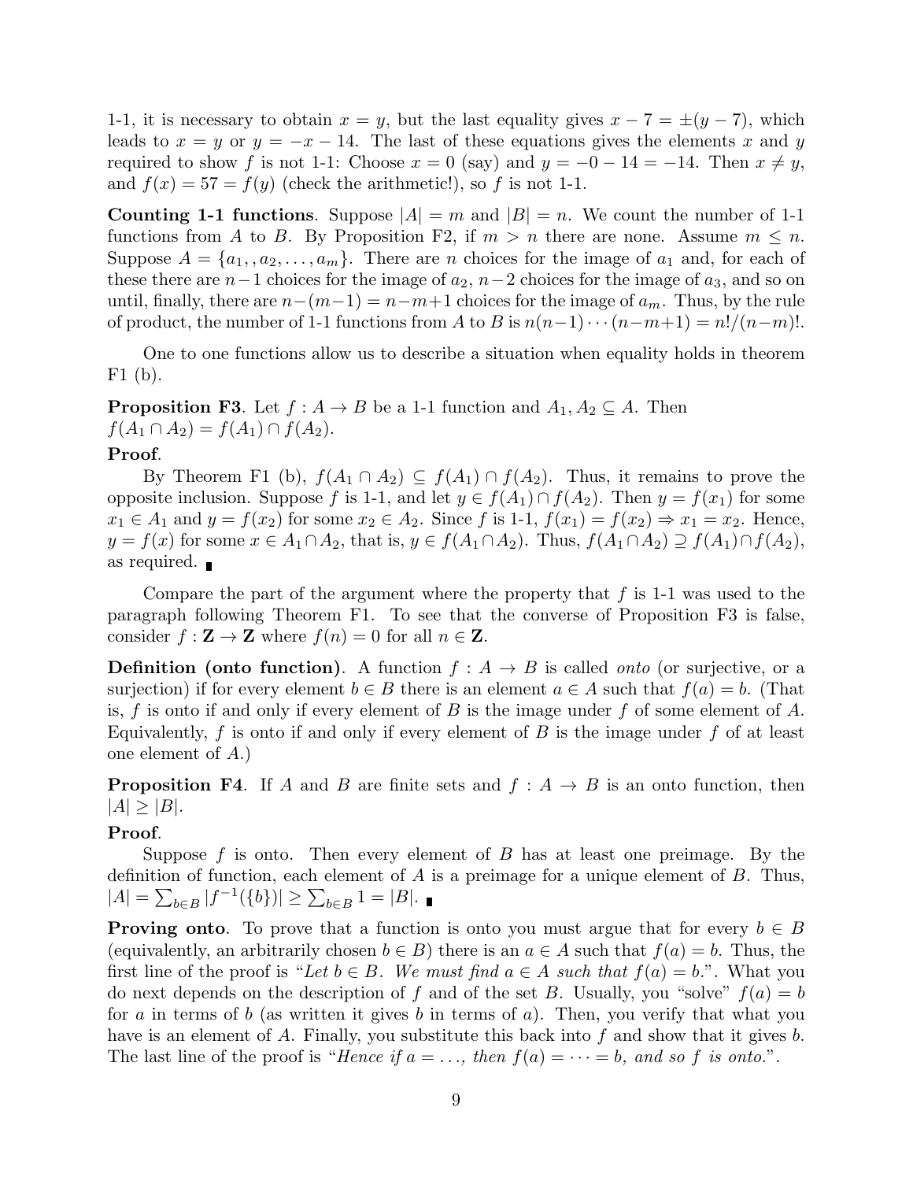1-1, it is necessary to obtain $x = y$, but the last equality gives $x - 7 = \pm(y - 7)$, which leads to $x = y$ or $y = -x - 14$. The last of these equations gives the elements $x$ and $y$ required to show $f$ is not 1-1: Choose $x = 0$ (say) and $y = -0 - 14 = -14$. Then $x \neq y$, and $f(x) = 57 = f(y)$ (check the arithmetic!), so $f$ is not 1-1.

**Counting 1-1 functions**. Suppose $|A| = m$ and $|B| = n$. We count the number of 1-1 functions from $A$ to $B$. By Proposition F2, if $m > n$ there are none. Assume $m \leq n$. Suppose $A = \{a_1, , a_2, \ldots, a_m\}$. There are $n$ choices for the image of $a_1$ and, for each of these there are $n-1$ choices for the image of $a_2$, $n-2$ choices for the image of $a_3$, and so on until, finally, there are $n-(m-1) = n-m+1$ choices for the image of $a_m$. Thus, by the rule of product, the number of 1-1 functions from $A$ to $B$ is $n(n-1)\cdots(n-m+1) = n!/(n-m)!$.

One to one functions allow us to describe a situation when equality holds in theorem F1 (b).

**Proposition F3**. Let $f : A \to B$ be a 1-1 function and $A_1, A_2 \subseteq A$. Then $f(A_1 \cap A_2) = f(A_1) \cap f(A_2)$.

**Proof**.

By Theorem F1 (b), $f(A_1 \cap A_2) \subseteq f(A_1) \cap f(A_2)$. Thus, it remains to prove the opposite inclusion. Suppose $f$ is 1-1, and let $y \in f(A_1) \cap f(A_2)$. Then $y = f(x_1)$ for some $x_1 \in A_1$ and $y = f(x_2)$ for some $x_2 \in A_2$. Since $f$ is 1-1, $f(x_1) = f(x_2) \Rightarrow x_1 = x_2$. Hence, $y = f(x)$ for some $x \in A_1 \cap A_2$, that is, $y \in f(A_1 \cap A_2)$. Thus, $f(A_1 \cap A_2) \supseteq f(A_1) \cap f(A_2)$, as required. ∎

Compare the part of the argument where the property that $f$ is 1-1 was used to the paragraph following Theorem F1. To see that the converse of Proposition F3 is false, consider $f : \mathbf{Z} \to \mathbf{Z}$ where $f(n) = 0$ for all $n \in \mathbf{Z}$.

**Definition (onto function)**. A function $f : A \to B$ is called *onto* (or surjective, or a surjection) if for every element $b \in B$ there is an element $a \in A$ such that $f(a) = b$. (That is, $f$ is onto if and only if every element of $B$ is the image under $f$ of some element of $A$. Equivalently, $f$ is onto if and only if every element of $B$ is the image under $f$ of at least one element of $A$.)

**Proposition F4**. If $A$ and $B$ are finite sets and $f : A \to B$ is an onto function, then $|A| \geq |B|$.

**Proof**.

Suppose $f$ is onto. Then every element of $B$ has at least one preimage. By the definition of function, each element of $A$ is a preimage for a unique element of $B$. Thus, $|A| = \sum_{b \in B} |f^{-1}(\{b\})| \geq \sum_{b \in B} 1 = |B|$. ∎

**Proving onto**. To prove that a function is onto you must argue that for every $b \in B$ (equivalently, an arbitrarily chosen $b \in B$) there is an $a \in A$ such that $f(a) = b$. Thus, the first line of the proof is "*Let $b \in B$. We must find $a \in A$ such that $f(a) = b$.*". What you do next depends on the description of $f$ and of the set $B$. Usually, you "solve" $f(a) = b$ for $a$ in terms of $b$ (as written it gives $b$ in terms of $a$). Then, you verify that what you have is an element of $A$. Finally, you substitute this back into $f$ and show that it gives $b$. The last line of the proof is "*Hence if $a = \ldots$, then $f(a) = \cdots = b$, and so $f$ is onto.*".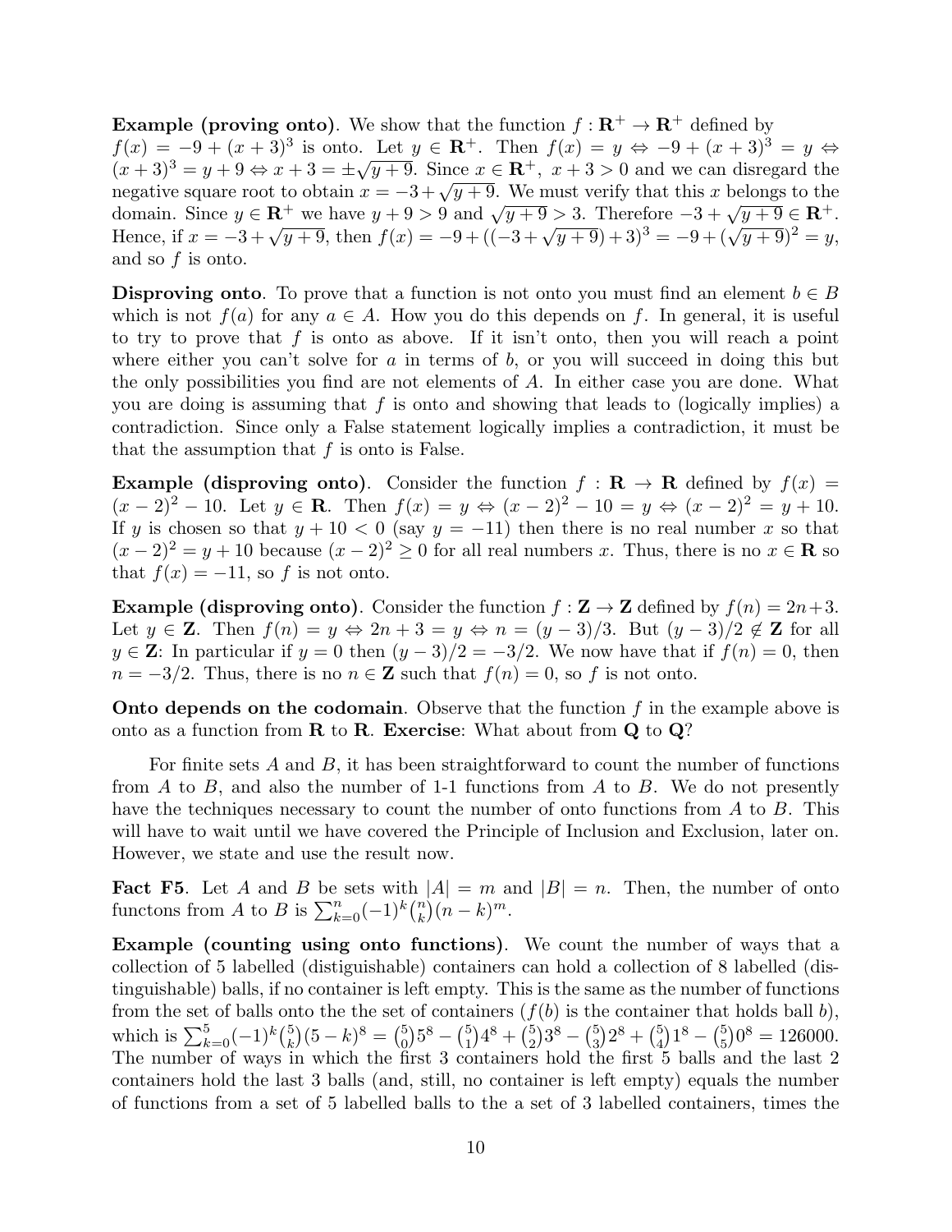**Example (proving onto).** We show that the function $f : \mathbf{R}^+ \to \mathbf{R}^+$ defined by $f(x) = -9 + (x+3)^3$ is onto. Let $y \in \mathbf{R}^+$. Then $f(x) = y \Leftrightarrow -9 + (x+3)^3 = y \Leftrightarrow (x+3)^3 = y + 9 \Leftrightarrow x + 3 = \pm\sqrt{y+9}$. Since $x \in \mathbf{R}^+$, $x + 3 > 0$ and we can disregard the negative square root to obtain $x = -3 + \sqrt{y+9}$. We must verify that this $x$ belongs to the domain. Since $y \in \mathbf{R}^+$ we have $y + 9 > 9$ and $\sqrt{y+9} > 3$. Therefore $-3 + \sqrt{y+9} \in \mathbf{R}^+$. Hence, if $x = -3 + \sqrt{y+9}$, then $f(x) = -9 + ((-3 + \sqrt{y+9}) + 3)^3 = -9 + (\sqrt{y+9})^2 = y$, and so $f$ is onto.

**Disproving onto**. To prove that a function is not onto you must find an element $b \in B$ which is not $f(a)$ for any $a \in A$. How you do this depends on $f$. In general, it is useful to try to prove that $f$ is onto as above. If it isn't onto, then you will reach a point where either you can't solve for $a$ in terms of $b$, or you will succeed in doing this but the only possibilities you find are not elements of $A$. In either case you are done. What you are doing is assuming that $f$ is onto and showing that leads to (logically implies) a contradiction. Since only a False statement logically implies a contradiction, it must be that the assumption that $f$ is onto is False.

**Example (disproving onto)**. Consider the function $f : \mathbf{R} \to \mathbf{R}$ defined by $f(x) = (x-2)^2 - 10$. Let $y \in \mathbf{R}$. Then $f(x) = y \Leftrightarrow (x-2)^2 - 10 = y \Leftrightarrow (x-2)^2 = y + 10$. If $y$ is chosen so that $y + 10 < 0$ (say $y = -11$) then there is no real number $x$ so that $(x-2)^2 = y + 10$ because $(x-2)^2 \geq 0$ for all real numbers $x$. Thus, there is no $x \in \mathbf{R}$ so that $f(x) = -11$, so $f$ is not onto.

**Example (disproving onto)**. Consider the function $f : \mathbf{Z} \to \mathbf{Z}$ defined by $f(n) = 2n+3$. Let $y \in \mathbf{Z}$. Then $f(n) = y \Leftrightarrow 2n + 3 = y \Leftrightarrow n = (y-3)/3$. But $(y-3)/2 \notin \mathbf{Z}$ for all $y \in \mathbf{Z}$: In particular if $y = 0$ then $(y-3)/2 = -3/2$. We now have that if $f(n) = 0$, then $n = -3/2$. Thus, there is no $n \in \mathbf{Z}$ such that $f(n) = 0$, so $f$ is not onto.

**Onto depends on the codomain**. Observe that the function $f$ in the example above is onto as a function from $\mathbf{R}$ to $\mathbf{R}$. **Exercise**: What about from $\mathbf{Q}$ to $\mathbf{Q}$?

For finite sets $A$ and $B$, it has been straightforward to count the number of functions from $A$ to $B$, and also the number of 1-1 functions from $A$ to $B$. We do not presently have the techniques necessary to count the number of onto functions from $A$ to $B$. This will have to wait until we have covered the Principle of Inclusion and Exclusion, later on. However, we state and use the result now.

**Fact F5**. Let $A$ and $B$ be sets with $|A| = m$ and $|B| = n$. Then, the number of onto functons from $A$ to $B$ is $\sum_{k=0}^{n} (-1)^k \binom{n}{k} (n-k)^m$.

**Example (counting using onto functions)**. We count the number of ways that a collection of 5 labelled (distiguishable) containers can hold a collection of 8 labelled (distinguishable) balls, if no container is left empty. This is the same as the number of functions from the set of balls onto the the set of containers ($f(b)$ is the container that holds ball $b$), which is $\sum_{k=0}^{5} (-1)^k \binom{5}{k} (5-k)^8 = \binom{5}{0} 5^8 - \binom{5}{1} 4^8 + \binom{5}{2} 3^8 - \binom{5}{3} 2^8 + \binom{5}{4} 1^8 - \binom{5}{5} 0^8 = 126000$. The number of ways in which the first 3 containers hold the first 5 balls and the last 2 containers hold the last 3 balls (and, still, no container is left empty) equals the number of functions from a set of 5 labelled balls to the a set of 3 labelled containers, times the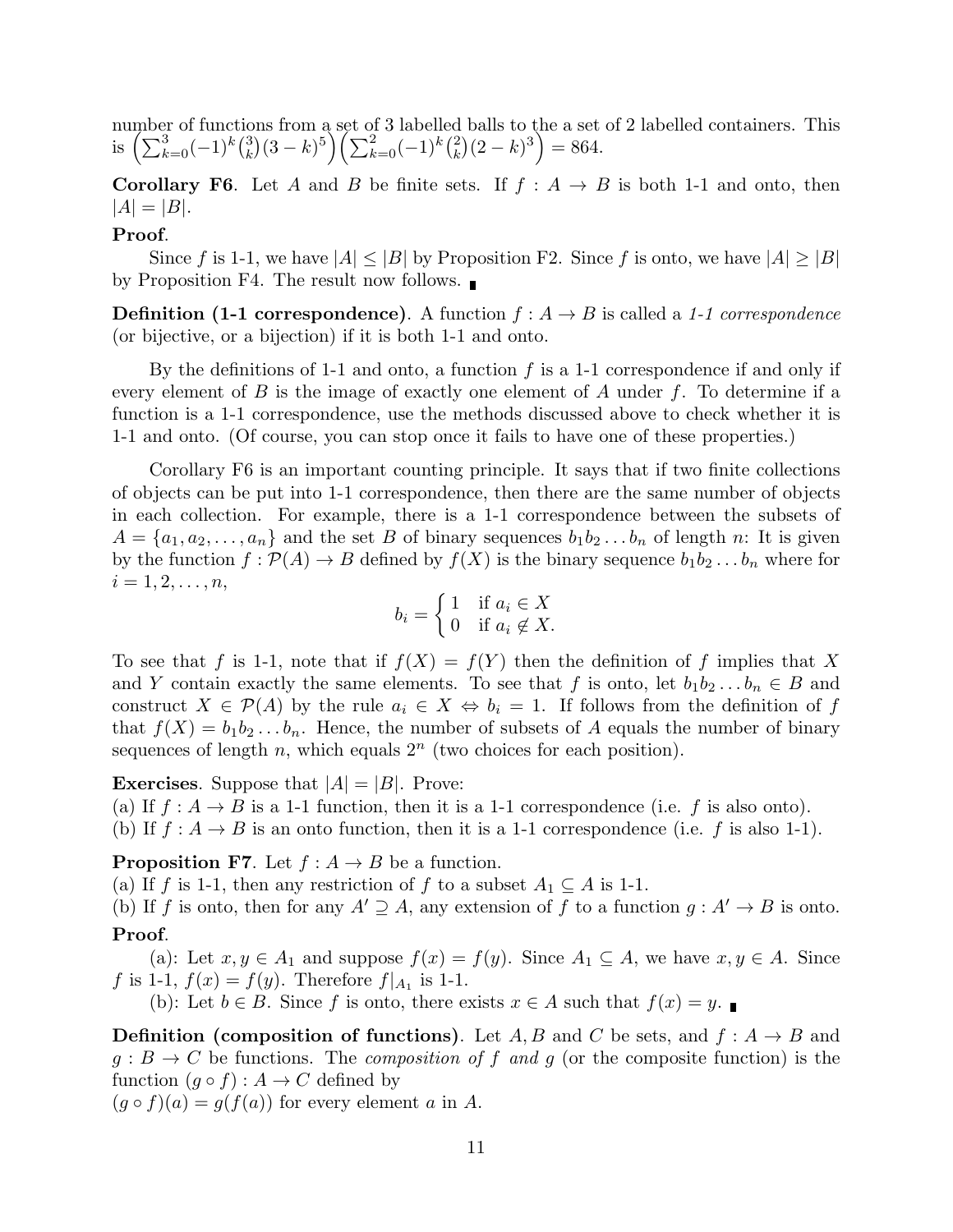number of functions from a set of 3 labelled balls to the a set of 2 labelled containers. This is $\left(\sum_{k=0}^{3}(-1)^k\binom{3}{k}(3-k)^5\right)\left(\sum_{k=0}^{2}(-1)^k\binom{2}{k}(2-k)^3\right) = 864$.

**Corollary F6**. Let $A$ and $B$ be finite sets. If $f : A \to B$ is both 1-1 and onto, then $|A| = |B|$.

**Proof**.

Since $f$ is 1-1, we have $|A| \leq |B|$ by Proposition F2. Since $f$ is onto, we have $|A| \geq |B|$ by Proposition F4. The result now follows. ∎

**Definition (1-1 correspondence)**. A function $f : A \to B$ is called a *1-1 correspondence* (or bijective, or a bijection) if it is both 1-1 and onto.

By the definitions of 1-1 and onto, a function $f$ is a 1-1 correspondence if and only if every element of $B$ is the image of exactly one element of $A$ under $f$. To determine if a function is a 1-1 correspondence, use the methods discussed above to check whether it is 1-1 and onto. (Of course, you can stop once it fails to have one of these properties.)

Corollary F6 is an important counting principle. It says that if two finite collections of objects can be put into 1-1 correspondence, then there are the same number of objects in each collection. For example, there is a 1-1 correspondence between the subsets of $A = \{a_1, a_2, \ldots, a_n\}$ and the set $B$ of binary sequences $b_1b_2\ldots b_n$ of length $n$: It is given by the function $f : \mathcal{P}(A) \to B$ defined by $f(X)$ is the binary sequence $b_1b_2\ldots b_n$ where for $i = 1, 2, \ldots, n$,

$$b_i = \begin{cases} 1 & \text{if } a_i \in X \\ 0 & \text{if } a_i \notin X. \end{cases}$$

To see that $f$ is 1-1, note that if $f(X) = f(Y)$ then the definition of $f$ implies that $X$ and $Y$ contain exactly the same elements. To see that $f$ is onto, let $b_1b_2\ldots b_n \in B$ and construct $X \in \mathcal{P}(A)$ by the rule $a_i \in X \Leftrightarrow b_i = 1$. If follows from the definition of $f$ that $f(X) = b_1b_2\ldots b_n$. Hence, the number of subsets of $A$ equals the number of binary sequences of length $n$, which equals $2^n$ (two choices for each position).

**Exercises**. Suppose that $|A| = |B|$. Prove:
(a) If $f : A \to B$ is a 1-1 function, then it is a 1-1 correspondence (i.e. $f$ is also onto).
(b) If $f : A \to B$ is an onto function, then it is a 1-1 correspondence (i.e. $f$ is also 1-1).

**Proposition F7**. Let $f : A \to B$ be a function.
(a) If $f$ is 1-1, then any restriction of $f$ to a subset $A_1 \subseteq A$ is 1-1.
(b) If $f$ is onto, then for any $A' \supseteq A$, any extension of $f$ to a function $g : A' \to B$ is onto.

**Proof**.

(a): Let $x, y \in A_1$ and suppose $f(x) = f(y)$. Since $A_1 \subseteq A$, we have $x, y \in A$. Since $f$ is 1-1, $f(x) = f(y)$. Therefore $f|_{A_1}$ is 1-1.

(b): Let $b \in B$. Since $f$ is onto, there exists $x \in A$ such that $f(x) = y$. ∎

**Definition (composition of functions)**. Let $A, B$ and $C$ be sets, and $f : A \to B$ and $g : B \to C$ be functions. The *composition of $f$ and $g$* (or the composite function) is the function $(g \circ f) : A \to C$ defined by
$(g \circ f)(a) = g(f(a))$ for every element $a$ in $A$.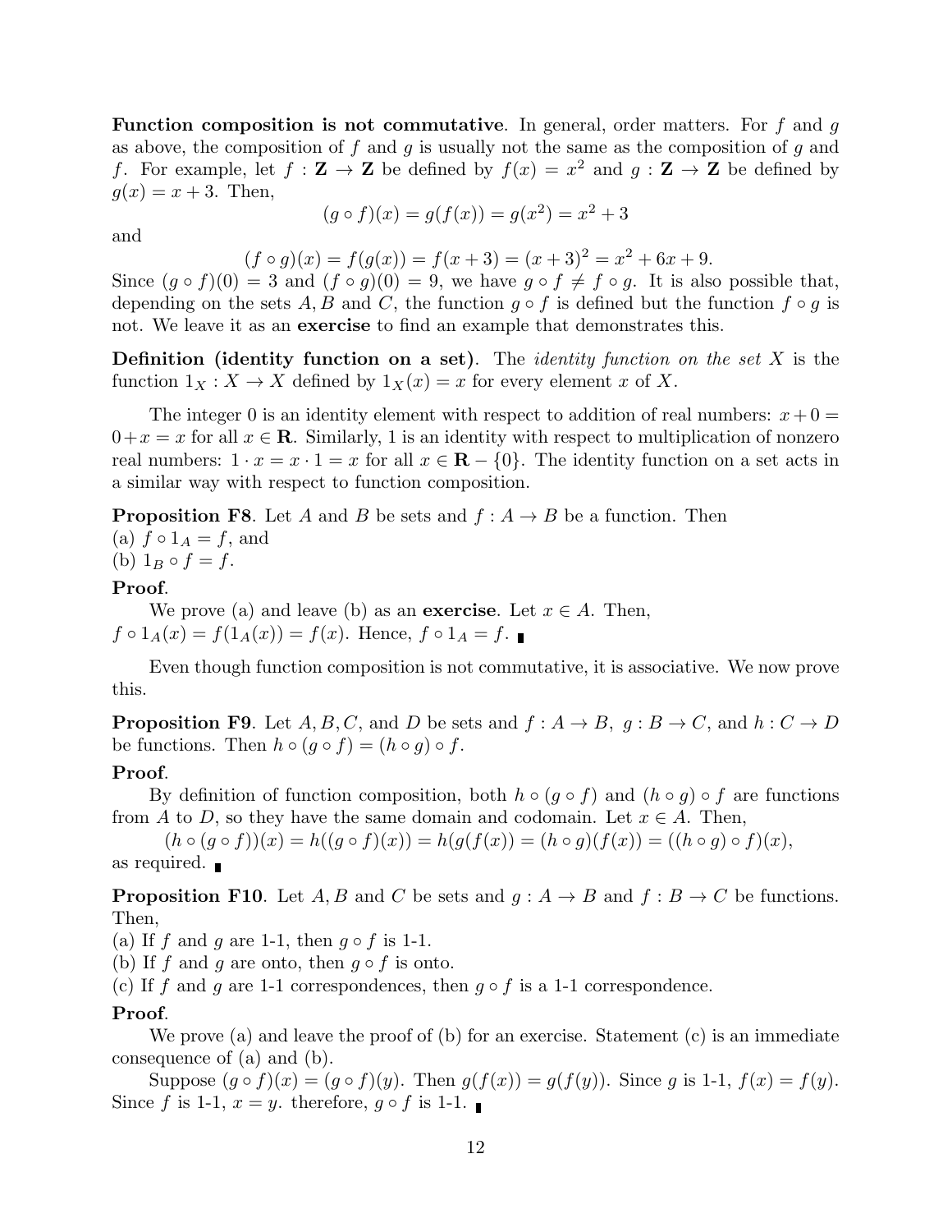**Function composition is not commutative**. In general, order matters. For $f$ and $g$ as above, the composition of $f$ and $g$ is usually not the same as the composition of $g$ and $f$. For example, let $f : \mathbf{Z} \to \mathbf{Z}$ be defined by $f(x) = x^2$ and $g : \mathbf{Z} \to \mathbf{Z}$ be defined by $g(x) = x + 3$. Then,

$$(g \circ f)(x) = g(f(x)) = g(x^2) = x^2 + 3$$

and

$$(f \circ g)(x) = f(g(x)) = f(x + 3) = (x + 3)^2 = x^2 + 6x + 9.$$

Since $(g \circ f)(0) = 3$ and $(f \circ g)(0) = 9$, we have $g \circ f \neq f \circ g$. It is also possible that, depending on the sets $A, B$ and $C$, the function $g \circ f$ is defined but the function $f \circ g$ is not. We leave it as an **exercise** to find an example that demonstrates this.

**Definition (identity function on a set)**. The *identity function on the set* $X$ is the function $1_X : X \to X$ defined by $1_X(x) = x$ for every element $x$ of $X$.

The integer 0 is an identity element with respect to addition of real numbers: $x + 0 = 0 + x = x$ for all $x \in \mathbf{R}$. Similarly, 1 is an identity with respect to multiplication of nonzero real numbers: $1 \cdot x = x \cdot 1 = x$ for all $x \in \mathbf{R} - \{0\}$. The identity function on a set acts in a similar way with respect to function composition.

**Proposition F8**. Let $A$ and $B$ be sets and $f : A \to B$ be a function. Then
(a) $f \circ 1_A = f$, and
(b) $1_B \circ f = f$.

**Proof**.

We prove (a) and leave (b) as an **exercise**. Let $x \in A$. Then, $f \circ 1_A(x) = f(1_A(x)) = f(x)$. Hence, $f \circ 1_A = f$. ∎

Even though function composition is not commutative, it is associative. We now prove this.

**Proposition F9**. Let $A, B, C$, and $D$ be sets and $f : A \to B,\ g : B \to C$, and $h : C \to D$ be functions. Then $h \circ (g \circ f) = (h \circ g) \circ f$.

**Proof**.

By definition of function composition, both $h \circ (g \circ f)$ and $(h \circ g) \circ f$ are functions from $A$ to $D$, so they have the same domain and codomain. Let $x \in A$. Then,

$$(h \circ (g \circ f))(x) = h((g \circ f)(x)) = h(g(f(x)) = (h \circ g)(f(x)) = ((h \circ g) \circ f)(x),$$

as required. ∎

**Proposition F10**. Let $A, B$ and $C$ be sets and $g : A \to B$ and $f : B \to C$ be functions. Then,
(a) If $f$ and $g$ are 1-1, then $g \circ f$ is 1-1.
(b) If $f$ and $g$ are onto, then $g \circ f$ is onto.
(c) If $f$ and $g$ are 1-1 correspondences, then $g \circ f$ is a 1-1 correspondence.

**Proof**.

We prove (a) and leave the proof of (b) for an exercise. Statement (c) is an immediate consequence of (a) and (b).

Suppose $(g \circ f)(x) = (g \circ f)(y)$. Then $g(f(x)) = g(f(y))$. Since $g$ is 1-1, $f(x) = f(y)$. Since $f$ is 1-1, $x = y$. therefore, $g \circ f$ is 1-1. ∎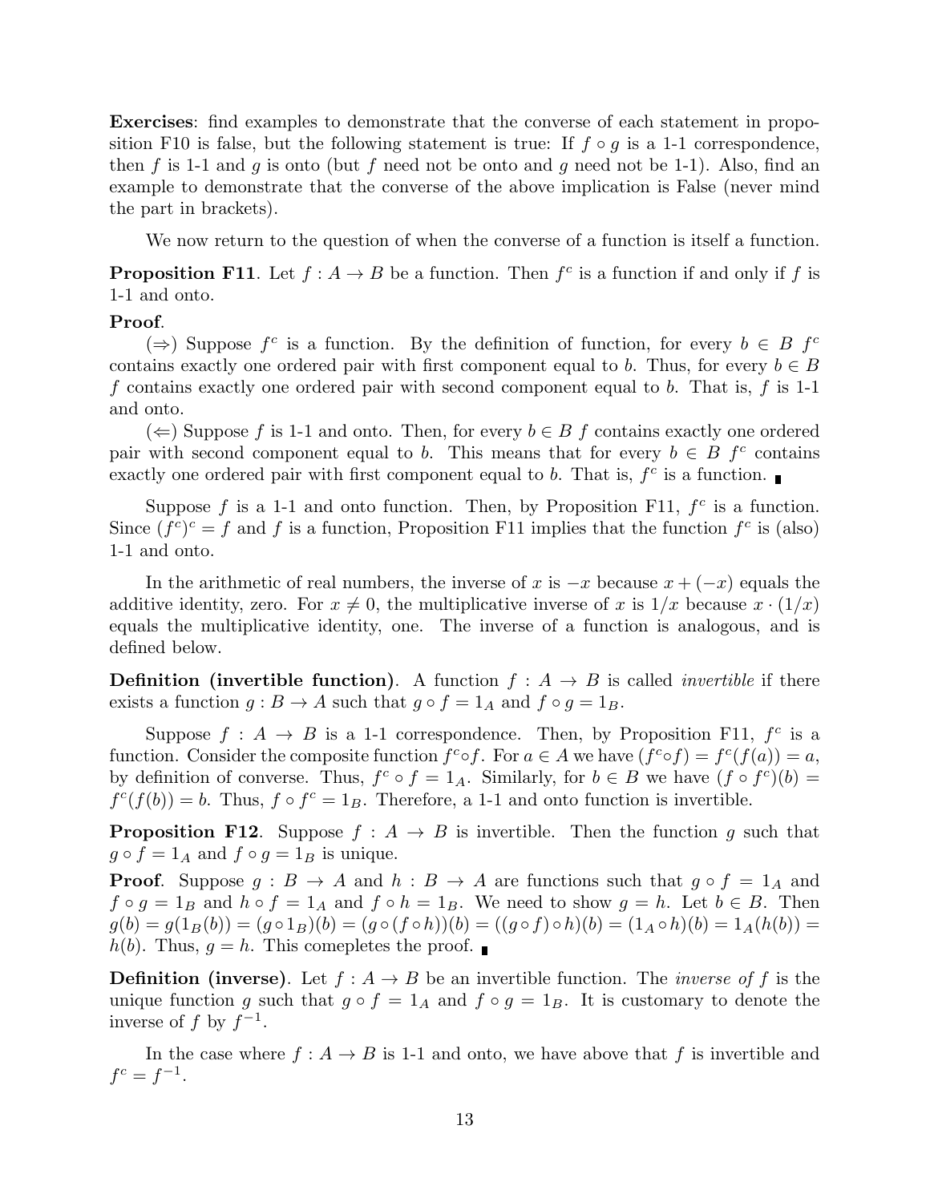**Exercises**: find examples to demonstrate that the converse of each statement in proposition F10 is false, but the following statement is true: If $f \circ g$ is a 1-1 correspondence, then $f$ is 1-1 and $g$ is onto (but $f$ need not be onto and $g$ need not be 1-1). Also, find an example to demonstrate that the converse of the above implication is False (never mind the part in brackets).

We now return to the question of when the converse of a function is itself a function.

**Proposition F11**. Let $f : A \to B$ be a function. Then $f^c$ is a function if and only if $f$ is 1-1 and onto.

**Proof**.

($\Rightarrow$) Suppose $f^c$ is a function. By the definition of function, for every $b \in B$ $f^c$ contains exactly one ordered pair with first component equal to $b$. Thus, for every $b \in B$ $f$ contains exactly one ordered pair with second component equal to $b$. That is, $f$ is 1-1 and onto.

($\Leftarrow$) Suppose $f$ is 1-1 and onto. Then, for every $b \in B$ $f$ contains exactly one ordered pair with second component equal to $b$. This means that for every $b \in B$ $f^c$ contains exactly one ordered pair with first component equal to $b$. That is, $f^c$ is a function. ∎

Suppose $f$ is a 1-1 and onto function. Then, by Proposition F11, $f^c$ is a function. Since $(f^c)^c = f$ and $f$ is a function, Proposition F11 implies that the function $f^c$ is (also) 1-1 and onto.

In the arithmetic of real numbers, the inverse of $x$ is $-x$ because $x + (-x)$ equals the additive identity, zero. For $x \neq 0$, the multiplicative inverse of $x$ is $1/x$ because $x \cdot (1/x)$ equals the multiplicative identity, one. The inverse of a function is analogous, and is defined below.

**Definition (invertible function)**. A function $f : A \to B$ is called *invertible* if there exists a function $g : B \to A$ such that $g \circ f = 1_A$ and $f \circ g = 1_B$.

Suppose $f : A \to B$ is a 1-1 correspondence. Then, by Proposition F11, $f^c$ is a function. Consider the composite function $f^c \circ f$. For $a \in A$ we have $(f^c \circ f) = f^c(f(a)) = a$, by definition of converse. Thus, $f^c \circ f = 1_A$. Similarly, for $b \in B$ we have $(f \circ f^c)(b) = f^c(f(b)) = b$. Thus, $f \circ f^c = 1_B$. Therefore, a 1-1 and onto function is invertible.

**Proposition F12**. Suppose $f : A \to B$ is invertible. Then the function $g$ such that $g \circ f = 1_A$ and $f \circ g = 1_B$ is unique.

**Proof**. Suppose $g : B \to A$ and $h : B \to A$ are functions such that $g \circ f = 1_A$ and $f \circ g = 1_B$ and $h \circ f = 1_A$ and $f \circ h = 1_B$. We need to show $g = h$. Let $b \in B$. Then $g(b) = g(1_B(b)) = (g \circ 1_B)(b) = (g \circ (f \circ h))(b) = ((g \circ f) \circ h)(b) = (1_A \circ h)(b) = 1_A(h(b)) = h(b)$. Thus, $g = h$. This comepletes the proof. ∎

**Definition (inverse)**. Let $f : A \to B$ be an invertible function. The *inverse of* $f$ is the unique function $g$ such that $g \circ f = 1_A$ and $f \circ g = 1_B$. It is customary to denote the inverse of $f$ by $f^{-1}$.

In the case where $f : A \to B$ is 1-1 and onto, we have above that $f$ is invertible and $f^c = f^{-1}$.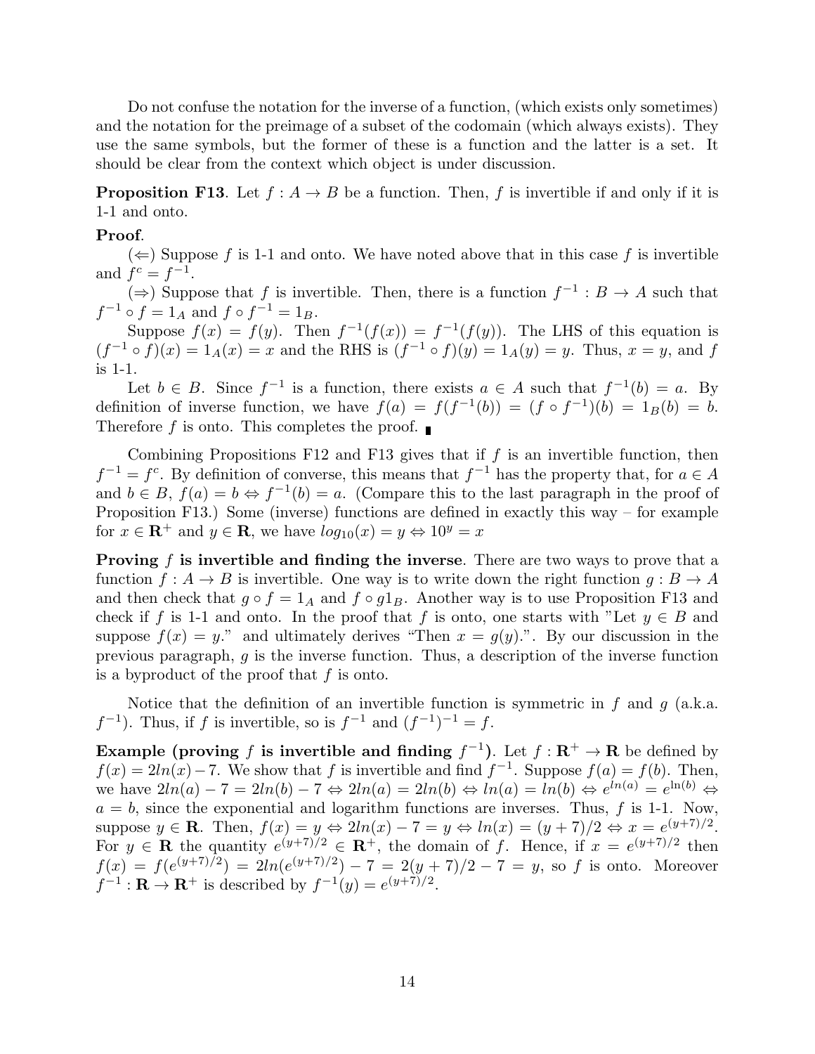Do not confuse the notation for the inverse of a function, (which exists only sometimes) and the notation for the preimage of a subset of the codomain (which always exists). They use the same symbols, but the former of these is a function and the latter is a set. It should be clear from the context which object is under discussion.

**Proposition F13**. Let $f : A \to B$ be a function. Then, $f$ is invertible if and only if it is 1-1 and onto.

**Proof**.

($\Leftarrow$) Suppose $f$ is 1-1 and onto. We have noted above that in this case $f$ is invertible and $f^c = f^{-1}$.

($\Rightarrow$) Suppose that $f$ is invertible. Then, there is a function $f^{-1} : B \to A$ such that $f^{-1} \circ f = 1_A$ and $f \circ f^{-1} = 1_B$.

Suppose $f(x) = f(y)$. Then $f^{-1}(f(x)) = f^{-1}(f(y))$. The LHS of this equation is $(f^{-1} \circ f)(x) = 1_A(x) = x$ and the RHS is $(f^{-1} \circ f)(y) = 1_A(y) = y$. Thus, $x = y$, and $f$ is 1-1.

Let $b \in B$. Since $f^{-1}$ is a function, there exists $a \in A$ such that $f^{-1}(b) = a$. By definition of inverse function, we have $f(a) = f(f^{-1}(b)) = (f \circ f^{-1})(b) = 1_B(b) = b$. Therefore $f$ is onto. This completes the proof. ∎

Combining Propositions F12 and F13 gives that if $f$ is an invertible function, then $f^{-1} = f^c$. By definition of converse, this means that $f^{-1}$ has the property that, for $a \in A$ and $b \in B$, $f(a) = b \Leftrightarrow f^{-1}(b) = a$. (Compare this to the last paragraph in the proof of Proposition F13.) Some (inverse) functions are defined in exactly this way – for example for $x \in \mathbf{R}^+$ and $y \in \mathbf{R}$, we have $log_{10}(x) = y \Leftrightarrow 10^y = x$

**Proving $f$ is invertible and finding the inverse**. There are two ways to prove that a function $f : A \to B$ is invertible. One way is to write down the right function $g : B \to A$ and then check that $g \circ f = 1_A$ and $f \circ g 1_B$. Another way is to use Proposition F13 and check if $f$ is 1-1 and onto. In the proof that $f$ is onto, one starts with "Let $y \in B$ and suppose $f(x) = y$." and ultimately derives "Then $x = g(y)$.". By our discussion in the previous paragraph, $g$ is the inverse function. Thus, a description of the inverse function is a byproduct of the proof that $f$ is onto.

Notice that the definition of an invertible function is symmetric in $f$ and $g$ (a.k.a. $f^{-1}$). Thus, if $f$ is invertible, so is $f^{-1}$ and $(f^{-1})^{-1} = f$.

**Example (proving $f$ is invertible and finding $f^{-1}$)**. Let $f : \mathbf{R}^+ \to \mathbf{R}$ be defined by $f(x) = 2ln(x) - 7$. We show that $f$ is invertible and find $f^{-1}$. Suppose $f(a) = f(b)$. Then, we have $2ln(a) - 7 = 2ln(b) - 7 \Leftrightarrow 2ln(a) = 2ln(b) \Leftrightarrow ln(a) = ln(b) \Leftrightarrow e^{ln(a)} = e^{\ln(b)} \Leftrightarrow a = b$, since the exponential and logarithm functions are inverses. Thus, $f$ is 1-1. Now, suppose $y \in \mathbf{R}$. Then, $f(x) = y \Leftrightarrow 2ln(x) - 7 = y \Leftrightarrow ln(x) = (y + 7)/2 \Leftrightarrow x = e^{(y+7)/2}$. For $y \in \mathbf{R}$ the quantity $e^{(y+7)/2} \in \mathbf{R}^+$, the domain of $f$. Hence, if $x = e^{(y+7)/2}$ then $f(x) = f(e^{(y+7)/2}) = 2ln(e^{(y+7)/2}) - 7 = 2(y + 7)/2 - 7 = y$, so $f$ is onto. Moreover $f^{-1} : \mathbf{R} \to \mathbf{R}^+$ is described by $f^{-1}(y) = e^{(y+7)/2}$.